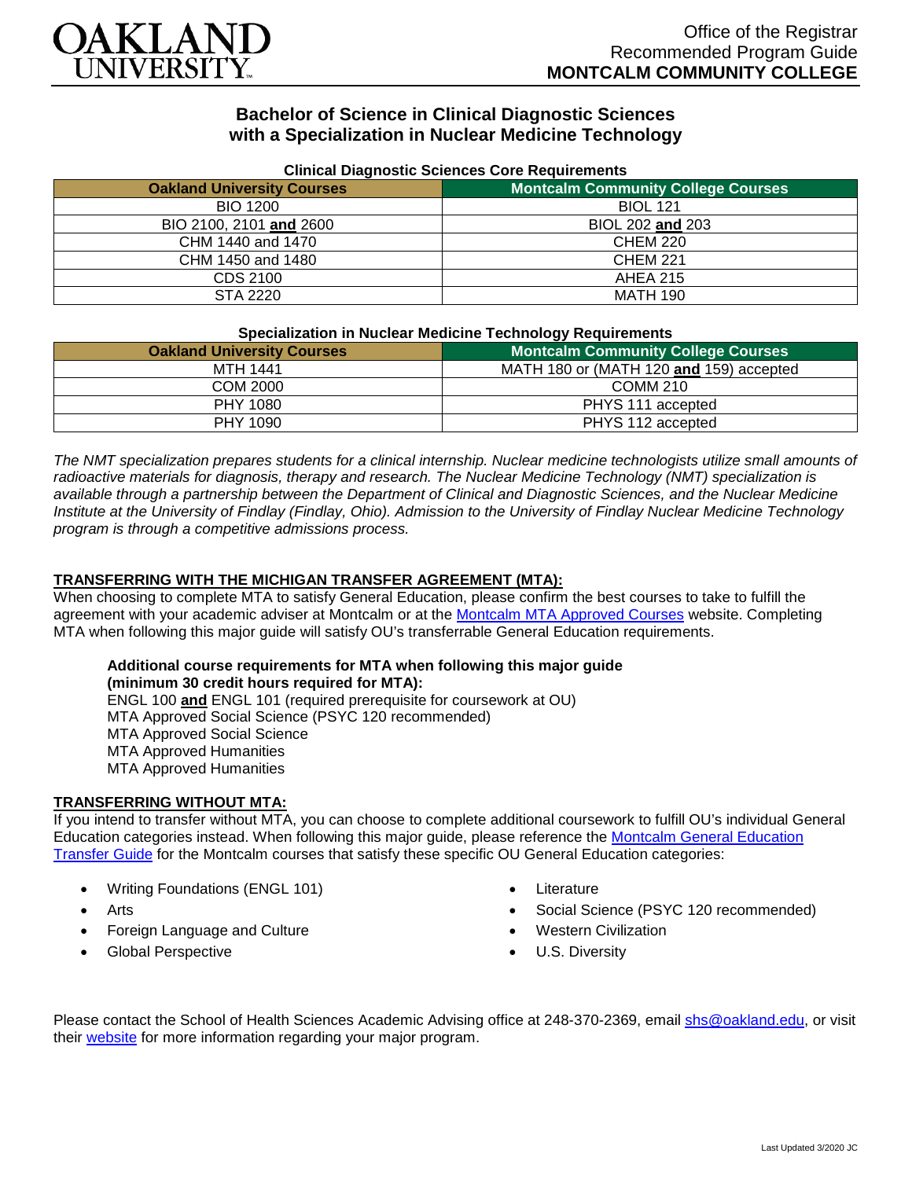# OAKLAND UNIVERSITY

Office of the Registrar
Recommended Program Guide
**MONTCALM COMMUNITY COLLEGE**

## Bachelor of Science in Clinical Diagnostic Sciences with a Specialization in Nuclear Medicine Technology

**Clinical Diagnostic Sciences Core Requirements**

| Oakland University Courses | Montcalm Community College Courses |
|---|---|
| BIO 1200 | BIOL 121 |
| BIO 2100, 2101 **and** 2600 | BIOL 202 **and** 203 |
| CHM 1440 and 1470 | CHEM 220 |
| CHM 1450 and 1480 | CHEM 221 |
| CDS 2100 | AHEA 215 |
| STA 2220 | MATH 190 |

**Specialization in Nuclear Medicine Technology Requirements**

| Oakland University Courses | Montcalm Community College Courses |
|---|---|
| MTH 1441 | MATH 180 or (MATH 120 **and** 159) accepted |
| COM 2000 | COMM 210 |
| PHY 1080 | PHYS 111 accepted |
| PHY 1090 | PHYS 112 accepted |

*The NMT specialization prepares students for a clinical internship. Nuclear medicine technologists utilize small amounts of radioactive materials for diagnosis, therapy and research. The Nuclear Medicine Technology (NMT) specialization is available through a partnership between the Department of Clinical and Diagnostic Sciences, and the Nuclear Medicine Institute at the University of Findlay (Findlay, Ohio). Admission to the University of Findlay Nuclear Medicine Technology program is through a competitive admissions process.*

**TRANSFERRING WITH THE MICHIGAN TRANSFER AGREEMENT (MTA):**

When choosing to complete MTA to satisfy General Education, please confirm the best courses to take to fulfill the agreement with your academic adviser at Montcalm or at the Montcalm MTA Approved Courses website. Completing MTA when following this major guide will satisfy OU's transferrable General Education requirements.

**Additional course requirements for MTA when following this major guide (minimum 30 credit hours required for MTA):**
ENGL 100 **and** ENGL 101 (required prerequisite for coursework at OU)
MTA Approved Social Science (PSYC 120 recommended)
MTA Approved Social Science
MTA Approved Humanities
MTA Approved Humanities

**TRANSFERRING WITHOUT MTA:**

If you intend to transfer without MTA, you can choose to complete additional coursework to fulfill OU's individual General Education categories instead. When following this major guide, please reference the Montcalm General Education Transfer Guide for the Montcalm courses that satisfy these specific OU General Education categories:

- Writing Foundations (ENGL 101)
- Arts
- Foreign Language and Culture
- Global Perspective
- Literature
- Social Science (PSYC 120 recommended)
- Western Civilization
- U.S. Diversity

Please contact the School of Health Sciences Academic Advising office at 248-370-2369, email shs@oakland.edu, or visit their website for more information regarding your major program.

Last Updated 3/2020 JC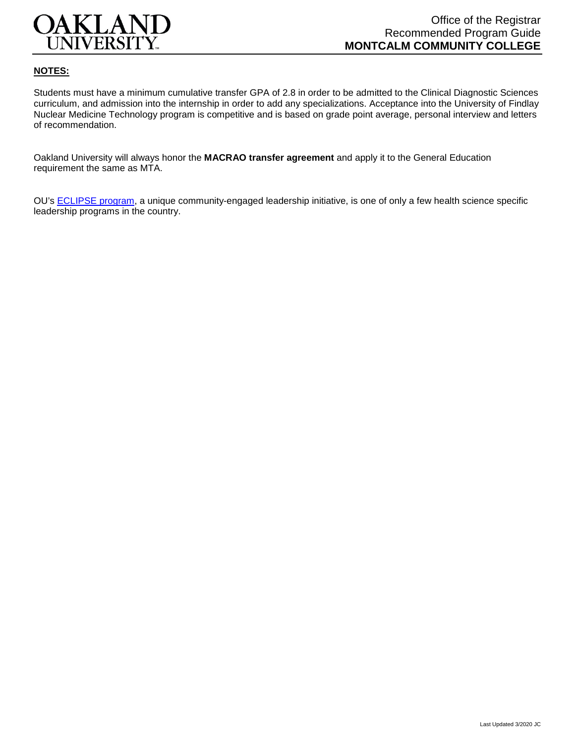**NOTES:**

Students must have a minimum cumulative transfer GPA of 2.8 in order to be admitted to the Clinical Diagnostic Sciences curriculum, and admission into the internship in order to add any specializations. Acceptance into the University of Findlay Nuclear Medicine Technology program is competitive and is based on grade point average, personal interview and letters of recommendation.

Oakland University will always honor the **MACRAO transfer agreement** and apply it to the General Education requirement the same as MTA.

OU's ECLIPSE program, a unique community-engaged leadership initiative, is one of only a few health science specific leadership programs in the country.

Last Updated 3/2020 JC